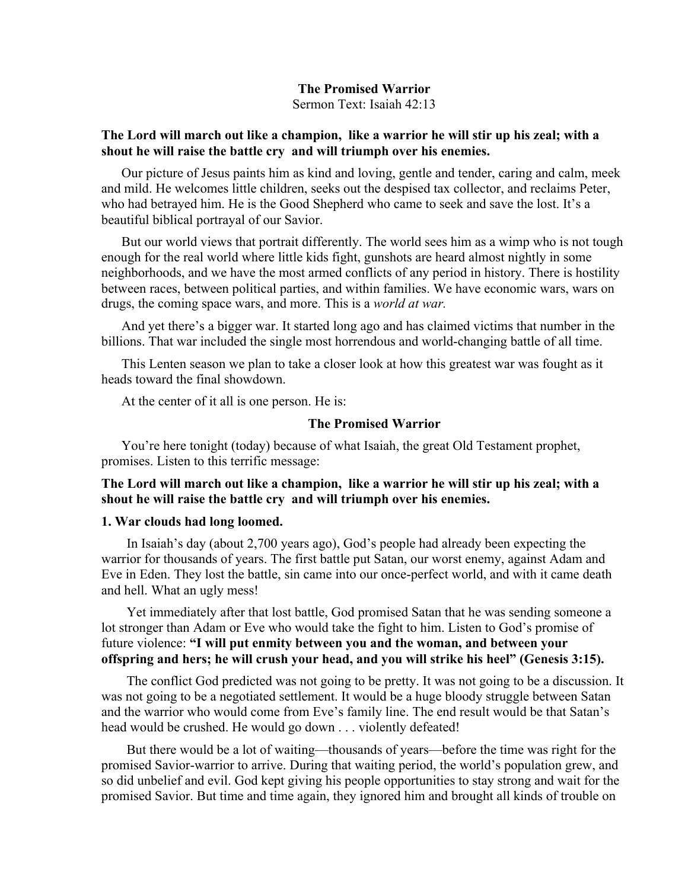# The Promised Warrior

Sermon Text: Isaiah 42:13

**The Lord will march out like a champion, like a warrior he will stir up his zeal; with a shout he will raise the battle cry and will triumph over his enemies.**

Our picture of Jesus paints him as kind and loving, gentle and tender, caring and calm, meek and mild. He welcomes little children, seeks out the despised tax collector, and reclaims Peter, who had betrayed him. He is the Good Shepherd who came to seek and save the lost. It's a beautiful biblical portrayal of our Savior.

But our world views that portrait differently. The world sees him as a wimp who is not tough enough for the real world where little kids fight, gunshots are heard almost nightly in some neighborhoods, and we have the most armed conflicts of any period in history. There is hostility between races, between political parties, and within families. We have economic wars, wars on drugs, the coming space wars, and more. This is a *world at war.*

And yet there's a bigger war. It started long ago and has claimed victims that number in the billions. That war included the single most horrendous and world-changing battle of all time.

This Lenten season we plan to take a closer look at how this greatest war was fought as it heads toward the final showdown.

At the center of it all is one person. He is:

**The Promised Warrior**

You're here tonight (today) because of what Isaiah, the great Old Testament prophet, promises. Listen to this terrific message:

**The Lord will march out like a champion, like a warrior he will stir up his zeal; with a shout he will raise the battle cry and will triumph over his enemies.**

**1. War clouds had long loomed.**

In Isaiah's day (about 2,700 years ago), God's people had already been expecting the warrior for thousands of years. The first battle put Satan, our worst enemy, against Adam and Eve in Eden. They lost the battle, sin came into our once-perfect world, and with it came death and hell. What an ugly mess!

Yet immediately after that lost battle, God promised Satan that he was sending someone a lot stronger than Adam or Eve who would take the fight to him. Listen to God's promise of future violence: **"I will put enmity between you and the woman, and between your offspring and hers; he will crush your head, and you will strike his heel" (Genesis 3:15).**

The conflict God predicted was not going to be pretty. It was not going to be a discussion. It was not going to be a negotiated settlement. It would be a huge bloody struggle between Satan and the warrior who would come from Eve's family line. The end result would be that Satan's head would be crushed. He would go down . . . violently defeated!

But there would be a lot of waiting—thousands of years—before the time was right for the promised Savior-warrior to arrive. During that waiting period, the world's population grew, and so did unbelief and evil. God kept giving his people opportunities to stay strong and wait for the promised Savior. But time and time again, they ignored him and brought all kinds of trouble on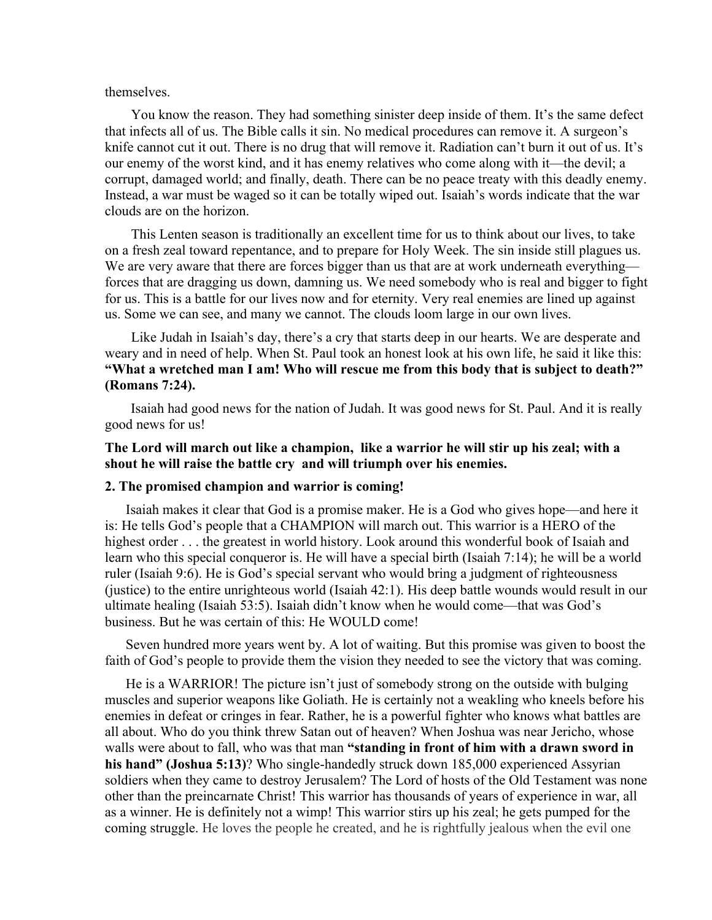themselves.

You know the reason. They had something sinister deep inside of them. It's the same defect that infects all of us. The Bible calls it sin. No medical procedures can remove it. A surgeon's knife cannot cut it out. There is no drug that will remove it. Radiation can't burn it out of us. It's our enemy of the worst kind, and it has enemy relatives who come along with it—the devil; a corrupt, damaged world; and finally, death. There can be no peace treaty with this deadly enemy. Instead, a war must be waged so it can be totally wiped out. Isaiah's words indicate that the war clouds are on the horizon.

This Lenten season is traditionally an excellent time for us to think about our lives, to take on a fresh zeal toward repentance, and to prepare for Holy Week. The sin inside still plagues us. We are very aware that there are forces bigger than us that are at work underneath everything—forces that are dragging us down, damning us. We need somebody who is real and bigger to fight for us. This is a battle for our lives now and for eternity. Very real enemies are lined up against us. Some we can see, and many we cannot. The clouds loom large in our own lives.

Like Judah in Isaiah's day, there's a cry that starts deep in our hearts. We are desperate and weary and in need of help. When St. Paul took an honest look at his own life, he said it like this: **"What a wretched man I am! Who will rescue me from this body that is subject to death?" (Romans 7:24).**

Isaiah had good news for the nation of Judah. It was good news for St. Paul. And it is really good news for us!

**The Lord will march out like a champion, like a warrior he will stir up his zeal; with a shout he will raise the battle cry and will triumph over his enemies.**

**2. The promised champion and warrior is coming!**

Isaiah makes it clear that God is a promise maker. He is a God who gives hope—and here it is: He tells God's people that a CHAMPION will march out. This warrior is a HERO of the highest order . . . the greatest in world history. Look around this wonderful book of Isaiah and learn who this special conqueror is. He will have a special birth (Isaiah 7:14); he will be a world ruler (Isaiah 9:6). He is God's special servant who would bring a judgment of righteousness (justice) to the entire unrighteous world (Isaiah 42:1). His deep battle wounds would result in our ultimate healing (Isaiah 53:5). Isaiah didn't know when he would come—that was God's business. But he was certain of this: He WOULD come!

Seven hundred more years went by. A lot of waiting. But this promise was given to boost the faith of God's people to provide them the vision they needed to see the victory that was coming.

He is a WARRIOR! The picture isn't just of somebody strong on the outside with bulging muscles and superior weapons like Goliath. He is certainly not a weakling who kneels before his enemies in defeat or cringes in fear. Rather, he is a powerful fighter who knows what battles are all about. Who do you think threw Satan out of heaven? When Joshua was near Jericho, whose walls were about to fall, who was that man **"standing in front of him with a drawn sword in his hand" (Joshua 5:13)**? Who single-handedly struck down 185,000 experienced Assyrian soldiers when they came to destroy Jerusalem? The Lord of hosts of the Old Testament was none other than the preincarnate Christ! This warrior has thousands of years of experience in war, all as a winner. He is definitely not a wimp! This warrior stirs up his zeal; he gets pumped for the coming struggle. He loves the people he created, and he is rightfully jealous when the evil one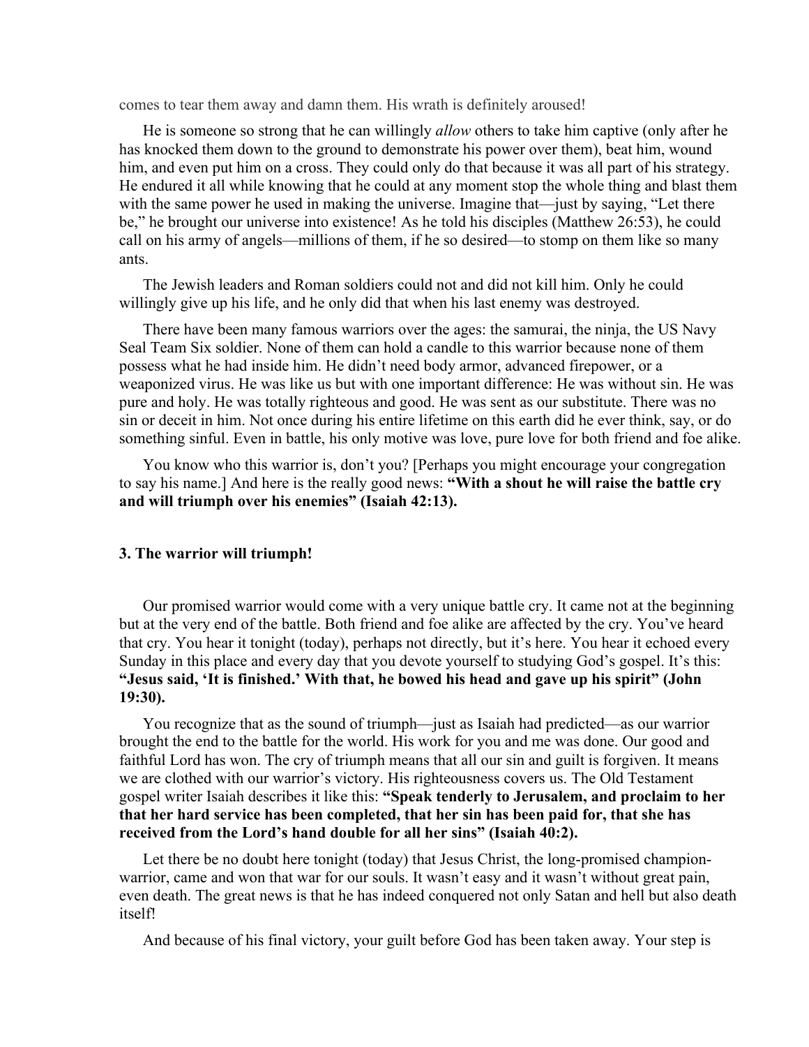comes to tear them away and damn them. His wrath is definitely aroused!

He is someone so strong that he can willingly *allow* others to take him captive (only after he has knocked them down to the ground to demonstrate his power over them), beat him, wound him, and even put him on a cross. They could only do that because it was all part of his strategy. He endured it all while knowing that he could at any moment stop the whole thing and blast them with the same power he used in making the universe. Imagine that—just by saying, "Let there be," he brought our universe into existence! As he told his disciples (Matthew 26:53), he could call on his army of angels—millions of them, if he so desired—to stomp on them like so many ants.

The Jewish leaders and Roman soldiers could not and did not kill him. Only he could willingly give up his life, and he only did that when his last enemy was destroyed.

There have been many famous warriors over the ages: the samurai, the ninja, the US Navy Seal Team Six soldier. None of them can hold a candle to this warrior because none of them possess what he had inside him. He didn't need body armor, advanced firepower, or a weaponized virus. He was like us but with one important difference: He was without sin. He was pure and holy. He was totally righteous and good. He was sent as our substitute. There was no sin or deceit in him. Not once during his entire lifetime on this earth did he ever think, say, or do something sinful. Even in battle, his only motive was love, pure love for both friend and foe alike.

You know who this warrior is, don't you? [Perhaps you might encourage your congregation to say his name.] And here is the really good news: **"With a shout he will raise the battle cry and will triumph over his enemies" (Isaiah 42:13).**

### 3. The warrior will triumph!

Our promised warrior would come with a very unique battle cry. It came not at the beginning but at the very end of the battle. Both friend and foe alike are affected by the cry. You've heard that cry. You hear it tonight (today), perhaps not directly, but it's here. You hear it echoed every Sunday in this place and every day that you devote yourself to studying God's gospel. It's this: **"Jesus said, 'It is finished.' With that, he bowed his head and gave up his spirit" (John 19:30).**

You recognize that as the sound of triumph—just as Isaiah had predicted—as our warrior brought the end to the battle for the world. His work for you and me was done. Our good and faithful Lord has won. The cry of triumph means that all our sin and guilt is forgiven. It means we are clothed with our warrior's victory. His righteousness covers us. The Old Testament gospel writer Isaiah describes it like this: **"Speak tenderly to Jerusalem, and proclaim to her that her hard service has been completed, that her sin has been paid for, that she has received from the Lord's hand double for all her sins" (Isaiah 40:2).**

Let there be no doubt here tonight (today) that Jesus Christ, the long-promised champion-warrior, came and won that war for our souls. It wasn't easy and it wasn't without great pain, even death. The great news is that he has indeed conquered not only Satan and hell but also death itself!

And because of his final victory, your guilt before God has been taken away. Your step is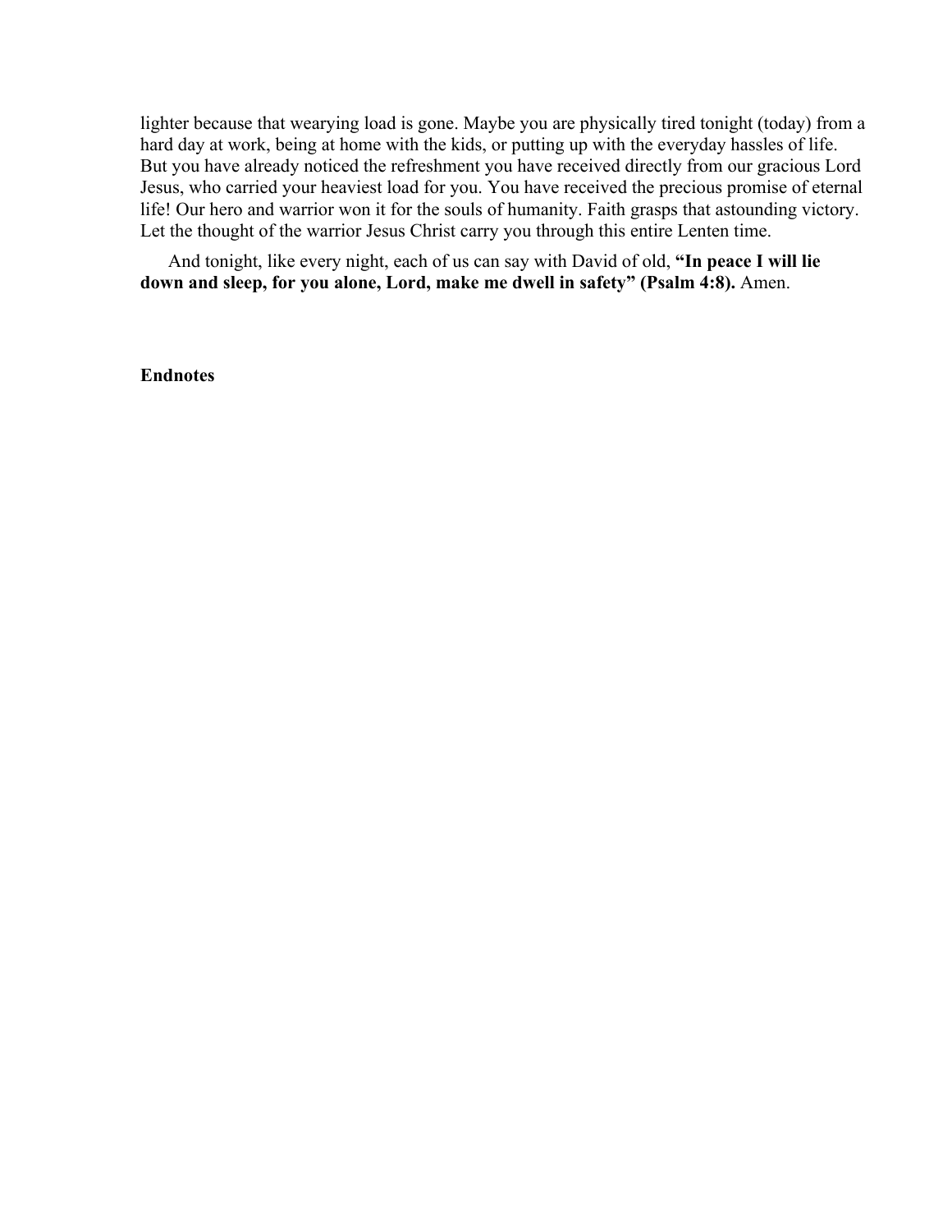lighter because that wearying load is gone. Maybe you are physically tired tonight (today) from a hard day at work, being at home with the kids, or putting up with the everyday hassles of life. But you have already noticed the refreshment you have received directly from our gracious Lord Jesus, who carried your heaviest load for you. You have received the precious promise of eternal life! Our hero and warrior won it for the souls of humanity. Faith grasps that astounding victory. Let the thought of the warrior Jesus Christ carry you through this entire Lenten time.

And tonight, like every night, each of us can say with David of old, **"In peace I will lie down and sleep, for you alone, Lord, make me dwell in safety" (Psalm 4:8).** Amen.

**Endnotes**